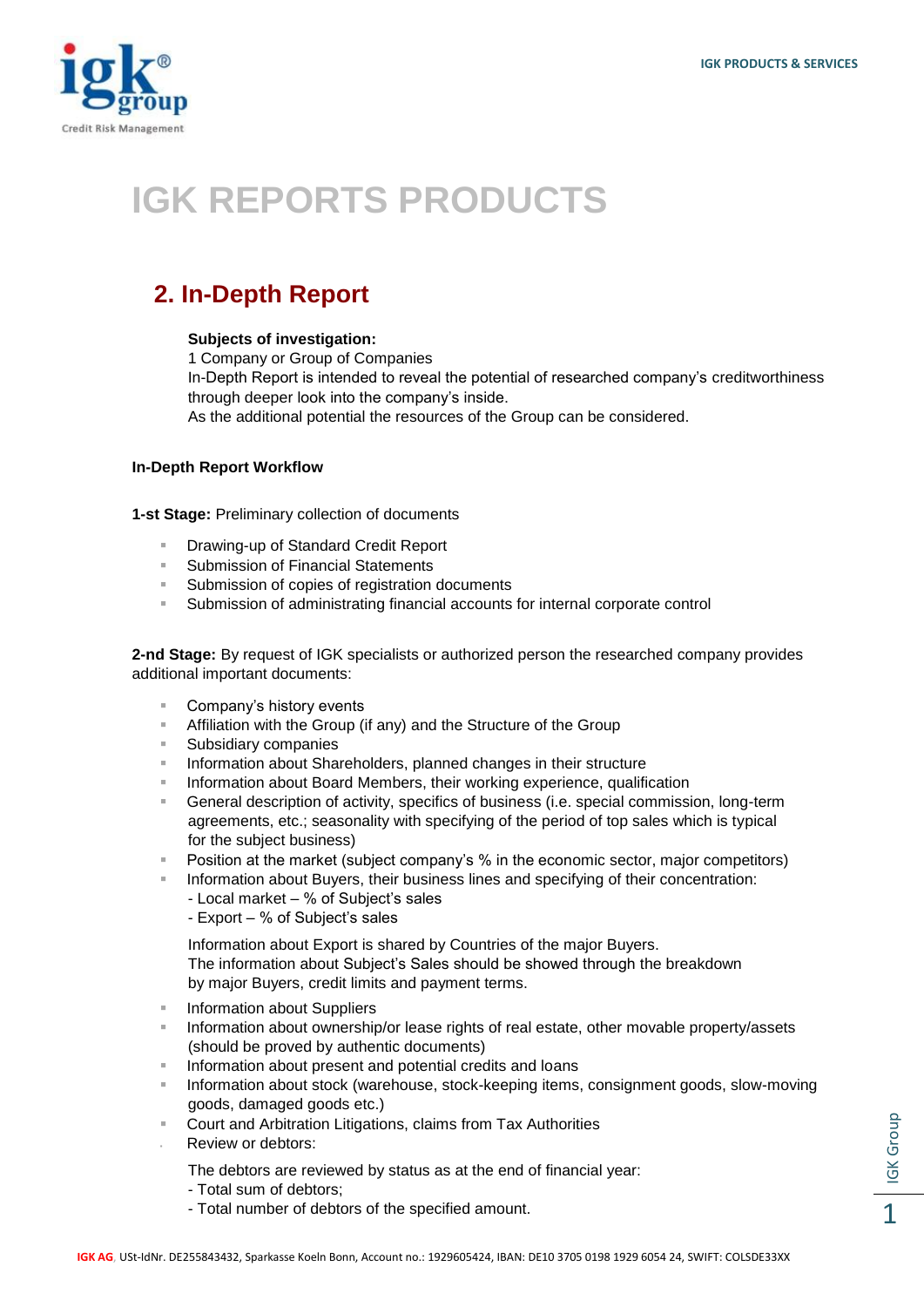# IGK REPORTS PRODUCTS

## 2. In-Depth Report

**Subjects of investigation:**
1 Company or Group of Companies
In-Depth Report is intended to reveal the potential of researched company's creditworthiness through deeper look into the company's inside.
As the additional potential the resources of the Group can be considered.

**In-Depth Report Workflow**

**1-st Stage:** Preliminary collection of documents

- Drawing-up of Standard Credit Report
- Submission of Financial Statements
- Submission of copies of registration documents
- Submission of administrating financial accounts for internal corporate control

**2-nd Stage:** By request of IGK specialists or authorized person the researched company provides additional important documents:

- Company's history events
- Affiliation with the Group (if any) and the Structure of the Group
- Subsidiary companies
- Information about Shareholders, planned changes in their structure
- Information about Board Members, their working experience, qualification
- General description of activity, specifics of business (i.e. special commission, long-term agreements, etc.; seasonality with specifying of the period of top sales which is typical for the subject business)
- Position at the market (subject company's % in the economic sector, major competitors)
- Information about Buyers, their business lines and specifying of their concentration:
  - Local market – % of Subject's sales
  - Export – % of Subject's sales

  Information about Export is shared by Countries of the major Buyers.
  The information about Subject's Sales should be showed through the breakdown by major Buyers, credit limits and payment terms.
- Information about Suppliers
- Information about ownership/or lease rights of real estate, other movable property/assets (should be proved by authentic documents)
- Information about present and potential credits and loans
- Information about stock (warehouse, stock-keeping items, consignment goods, slow-moving goods, damaged goods etc.)
- Court and Arbitration Litigations, claims from Tax Authorities
- Review or debtors:

  The debtors are reviewed by status as at the end of financial year:
  - Total sum of debtors;
  - Total number of debtors of the specified amount.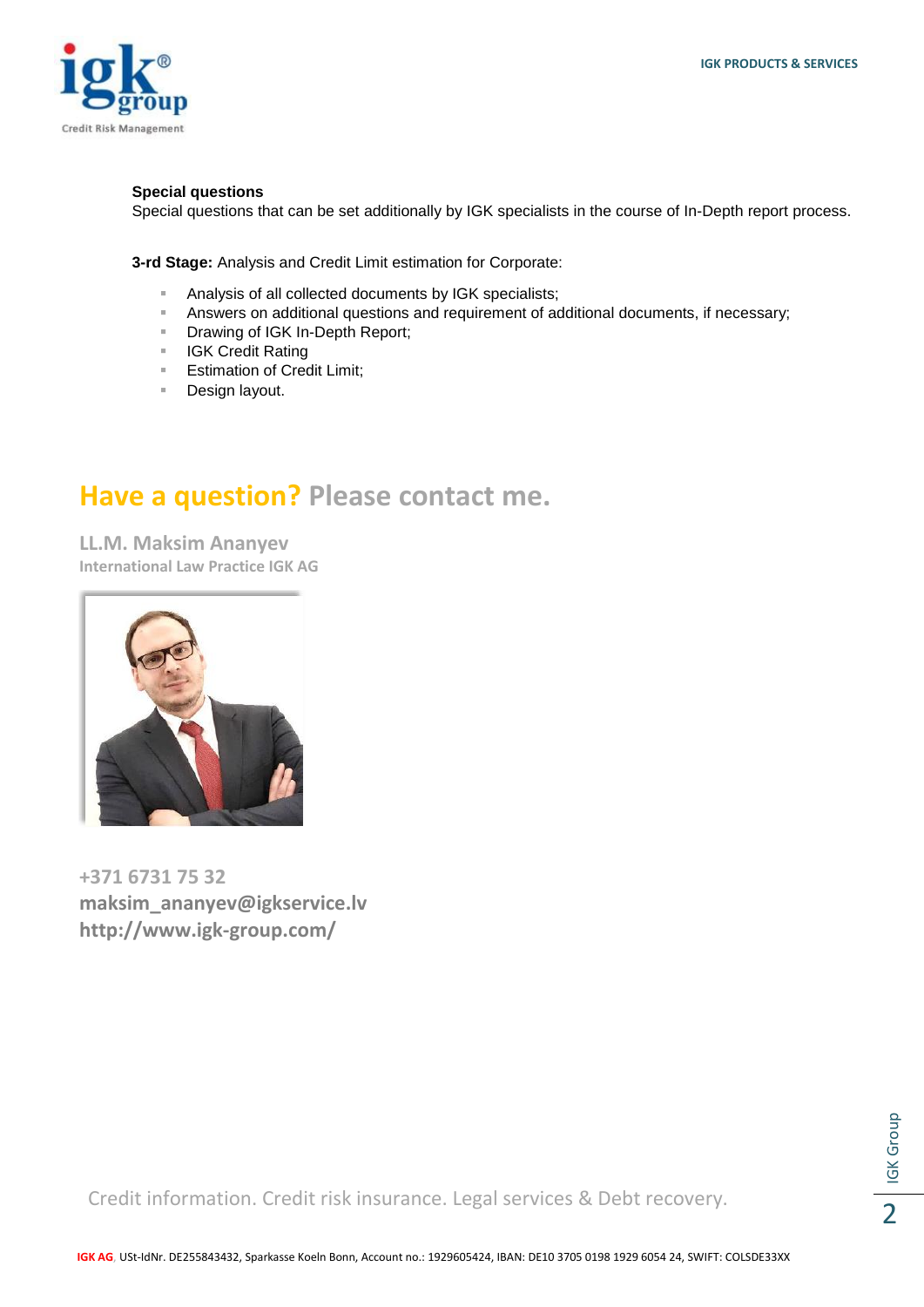**Special questions**
Special questions that can be set additionally by IGK specialists in the course of In-Depth report process.

**3-rd Stage:** Analysis and Credit Limit estimation for Corporate:

- Analysis of all collected documents by IGK specialists;
- Answers on additional questions and requirement of additional documents, if necessary;
- Drawing of IGK In-Depth Report;
- IGK Credit Rating
- Estimation of Credit Limit;
- Design layout.

## Have a question? Please contact me.

**LL.M. Maksim Ananyev**
International Law Practice IGK AG

+371 6731 75 32
maksim_ananyev@igkservice.lv
http://www.igk-group.com/

Credit information. Credit risk insurance. Legal services & Debt recovery.

IGK AG, USt-IdNr. DE255843432, Sparkasse Koeln Bonn, Account no.: 1929605424, IBAN: DE10 3705 0198 1929 6054 24, SWIFT: COLSDE33XX